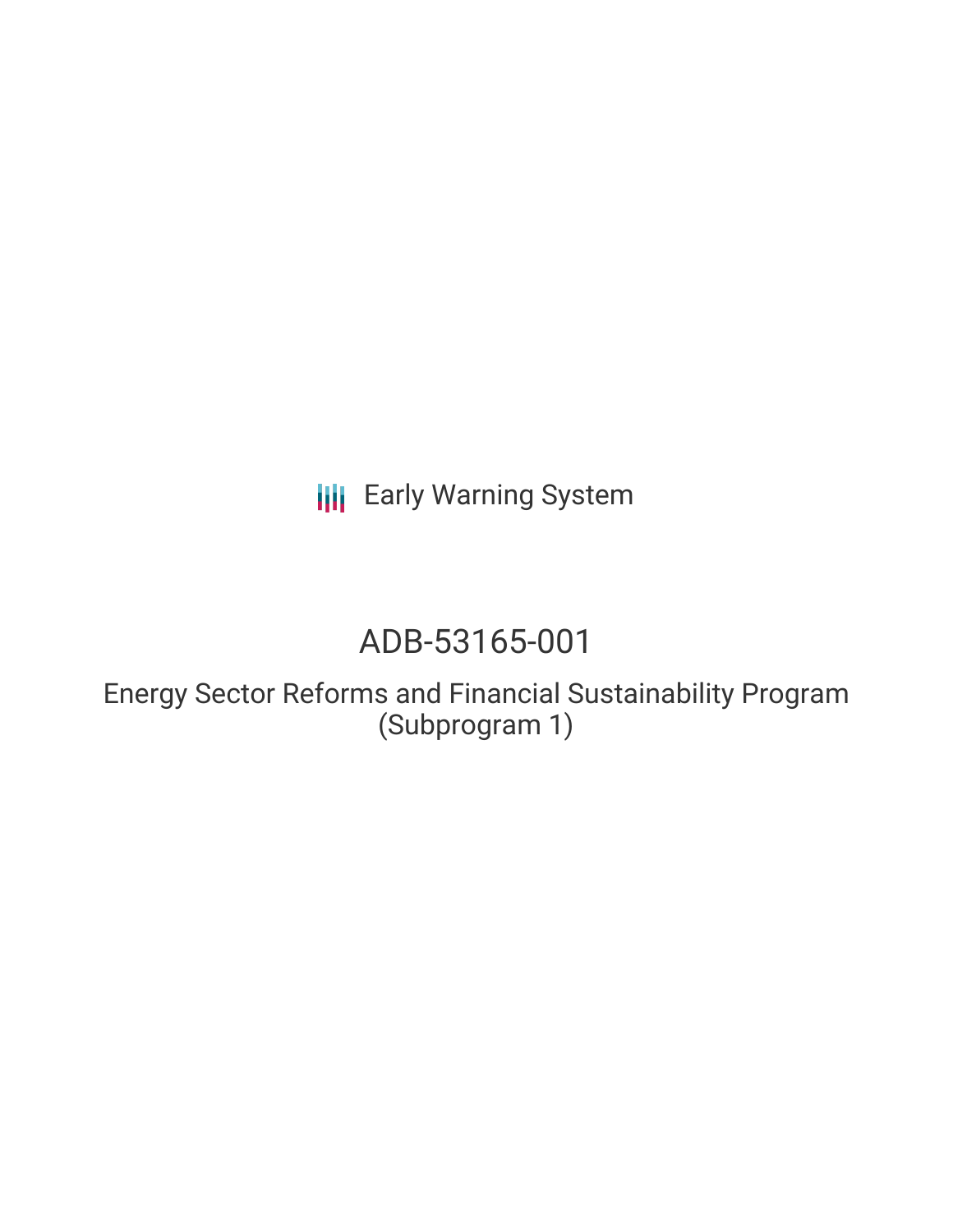Early Warning System

# ADB-53165-001

## Energy Sector Reforms and Financial Sustainability Program (Subprogram 1)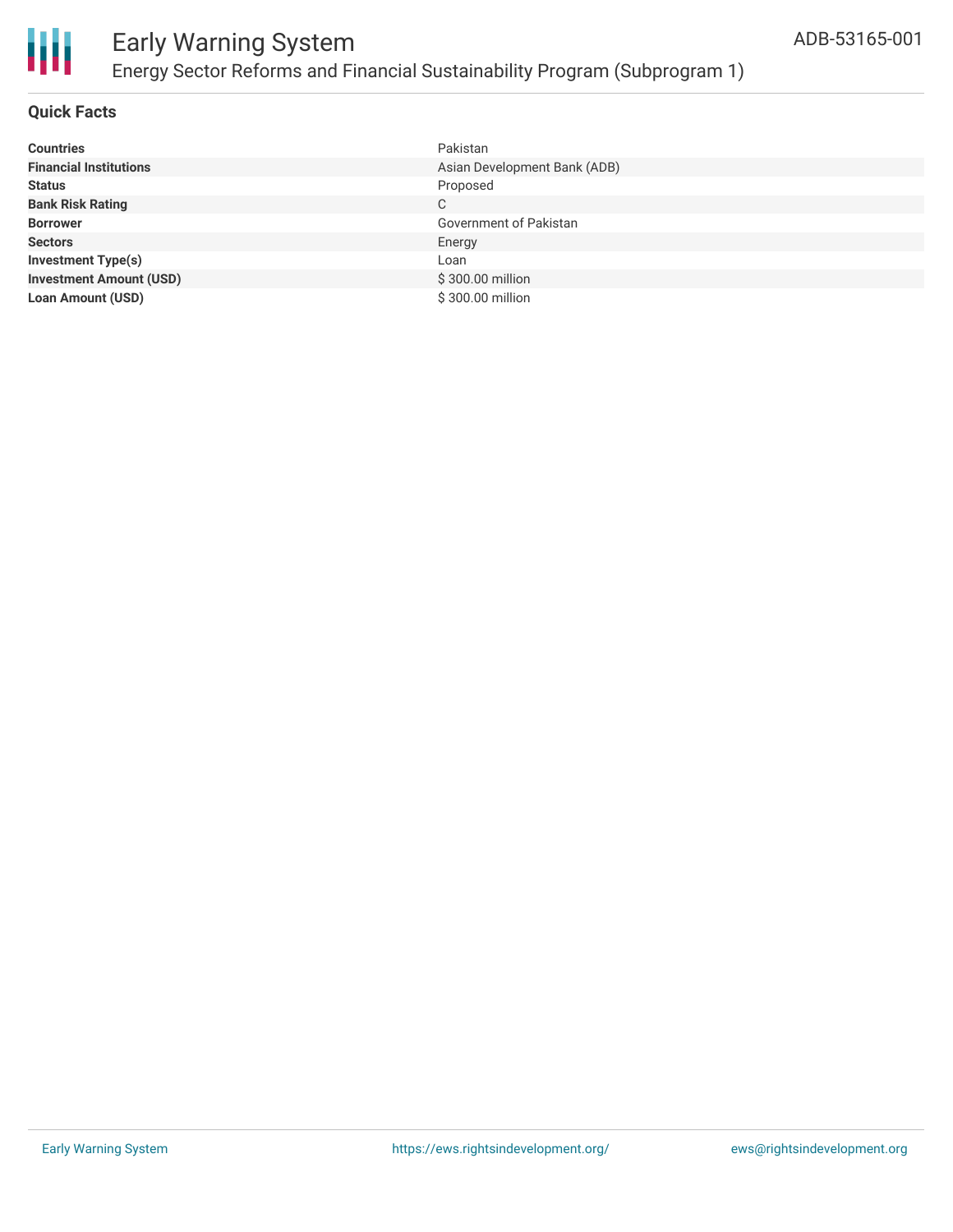## Quick Facts

| | |
|---|---|
| **Countries** | Pakistan |
| **Financial Institutions** | Asian Development Bank (ADB) |
| **Status** | Proposed |
| **Bank Risk Rating** | C |
| **Borrower** | Government of Pakistan |
| **Sectors** | Energy |
| **Investment Type(s)** | Loan |
| **Investment Amount (USD)** | $ 300.00 million |
| **Loan Amount (USD)** | $ 300.00 million |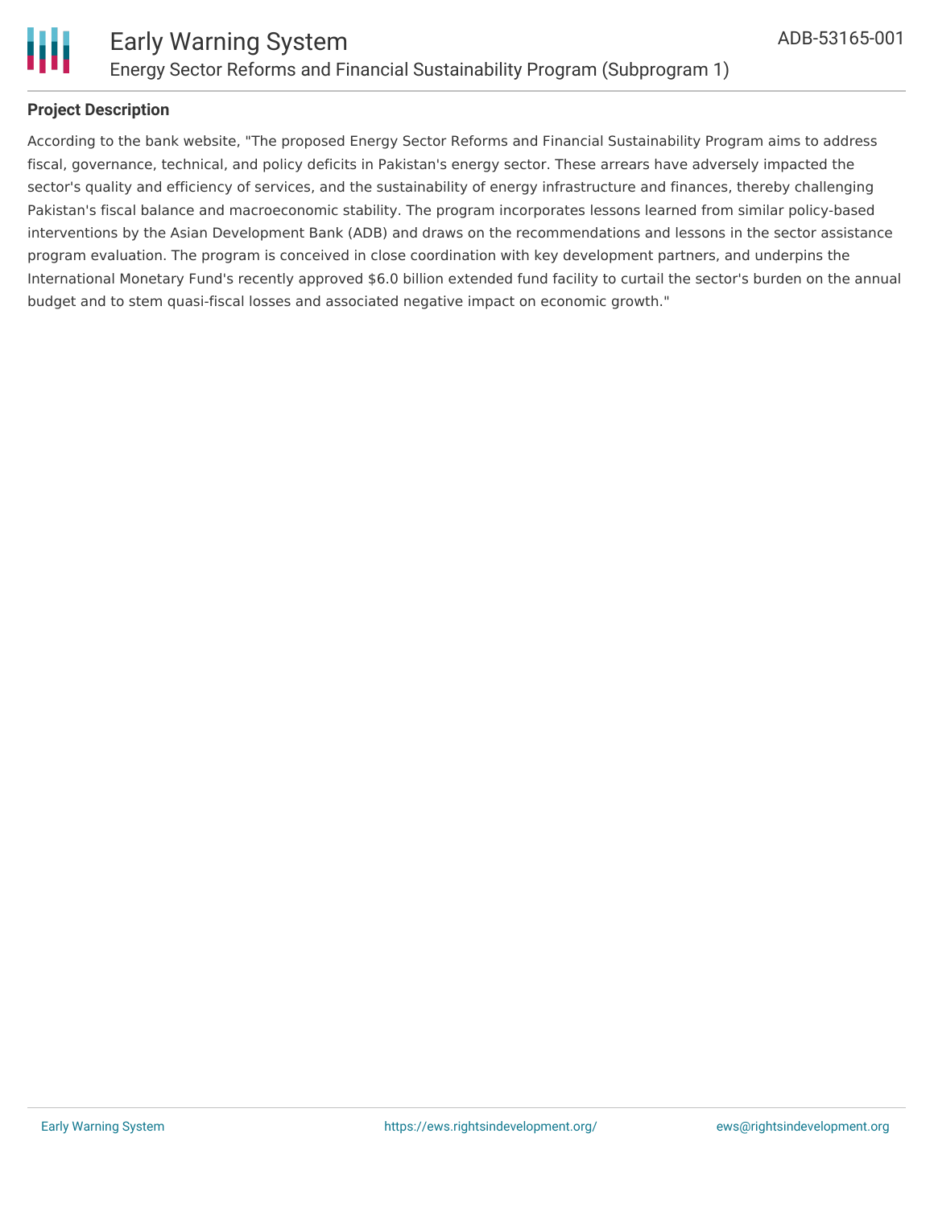### Project Description

According to the bank website, "The proposed Energy Sector Reforms and Financial Sustainability Program aims to address fiscal, governance, technical, and policy deficits in Pakistan's energy sector. These arrears have adversely impacted the sector's quality and efficiency of services, and the sustainability of energy infrastructure and finances, thereby challenging Pakistan's fiscal balance and macroeconomic stability. The program incorporates lessons learned from similar policy-based interventions by the Asian Development Bank (ADB) and draws on the recommendations and lessons in the sector assistance program evaluation. The program is conceived in close coordination with key development partners, and underpins the International Monetary Fund's recently approved $6.0 billion extended fund facility to curtail the sector's burden on the annual budget and to stem quasi-fiscal losses and associated negative impact on economic growth."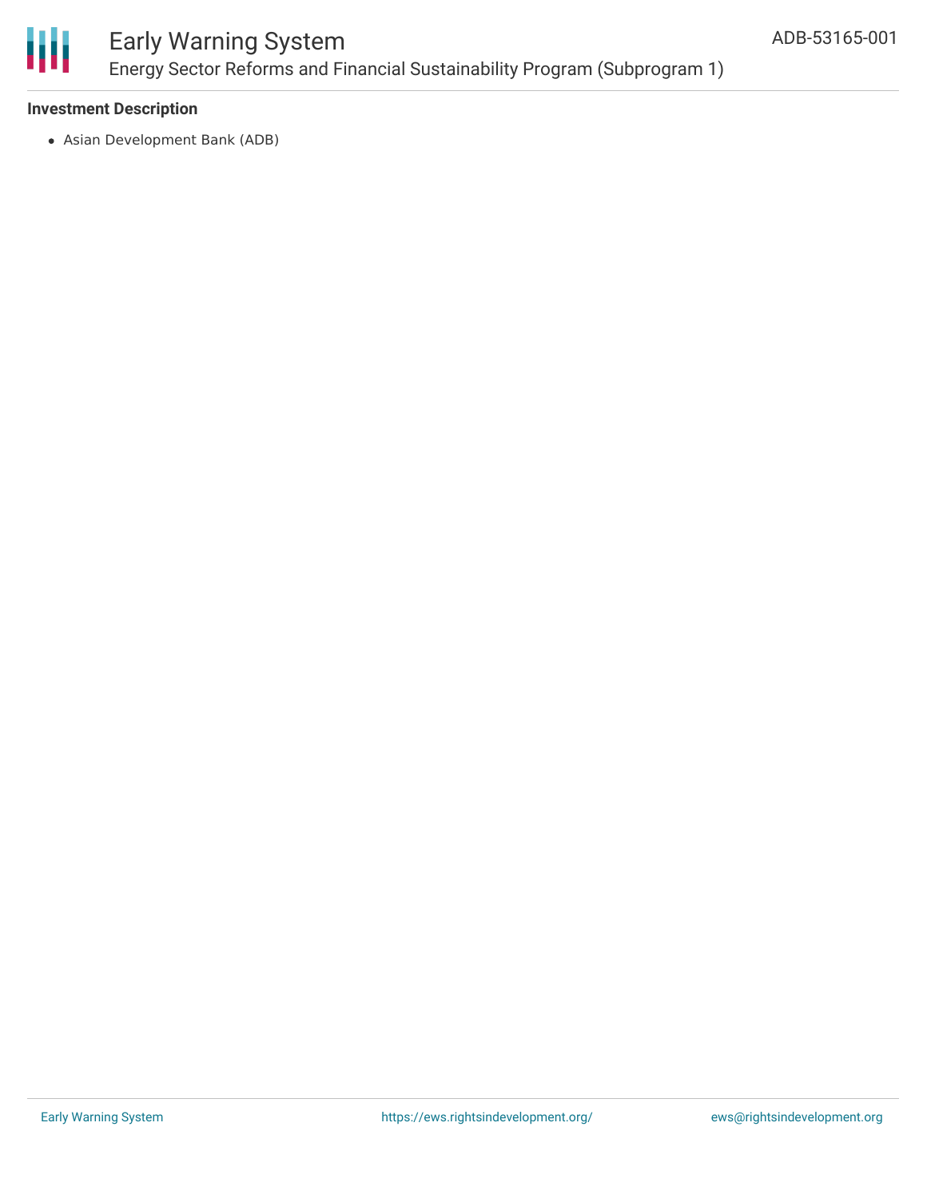**Investment Description**

- Asian Development Bank (ADB)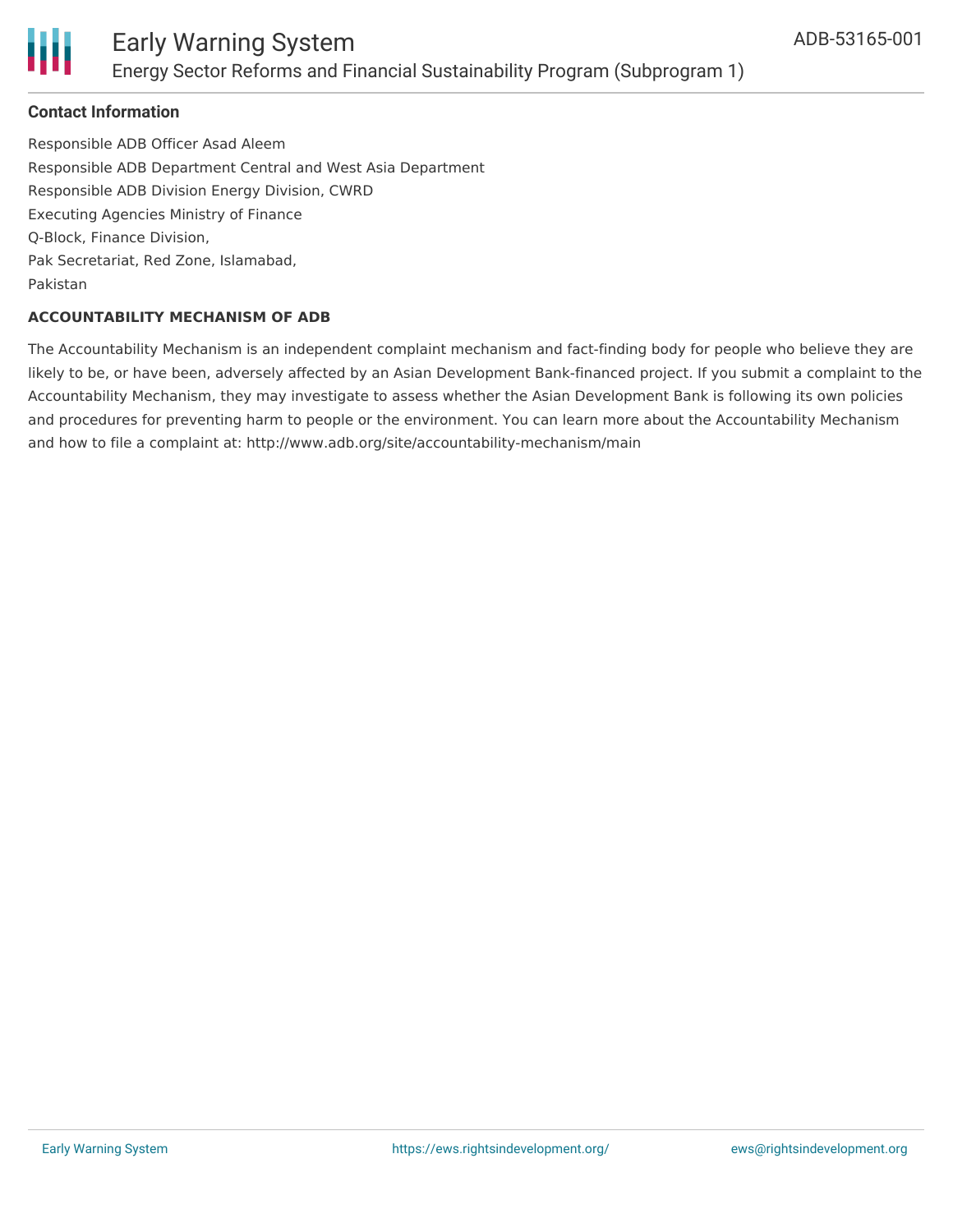## Contact Information

Responsible ADB Officer Asad Aleem
Responsible ADB Department Central and West Asia Department
Responsible ADB Division Energy Division, CWRD
Executing Agencies Ministry of Finance
Q-Block, Finance Division,
Pak Secretariat, Red Zone, Islamabad,
Pakistan

### ACCOUNTABILITY MECHANISM OF ADB

The Accountability Mechanism is an independent complaint mechanism and fact-finding body for people who believe they are likely to be, or have been, adversely affected by an Asian Development Bank-financed project. If you submit a complaint to the Accountability Mechanism, they may investigate to assess whether the Asian Development Bank is following its own policies and procedures for preventing harm to people or the environment. You can learn more about the Accountability Mechanism and how to file a complaint at: http://www.adb.org/site/accountability-mechanism/main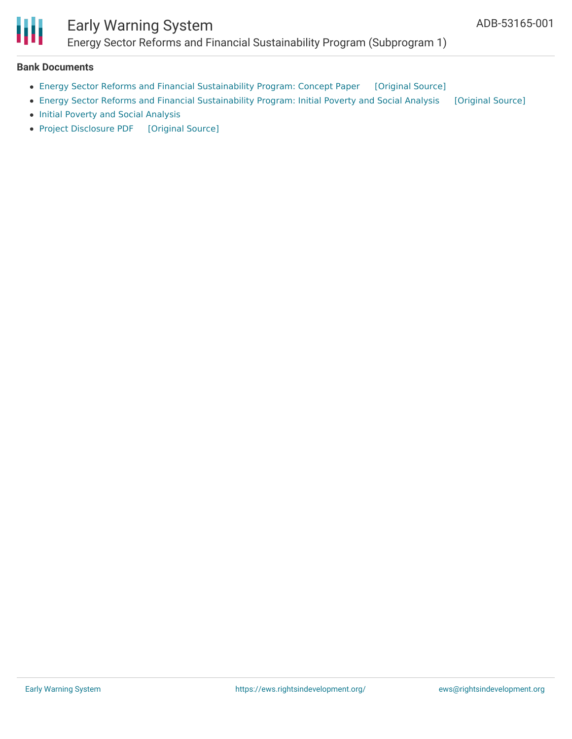## Bank Documents

- Energy Sector Reforms and Financial Sustainability Program: Concept Paper [Original Source]
- Energy Sector Reforms and Financial Sustainability Program: Initial Poverty and Social Analysis [Original Source]
- Initial Poverty and Social Analysis
- Project Disclosure PDF [Original Source]